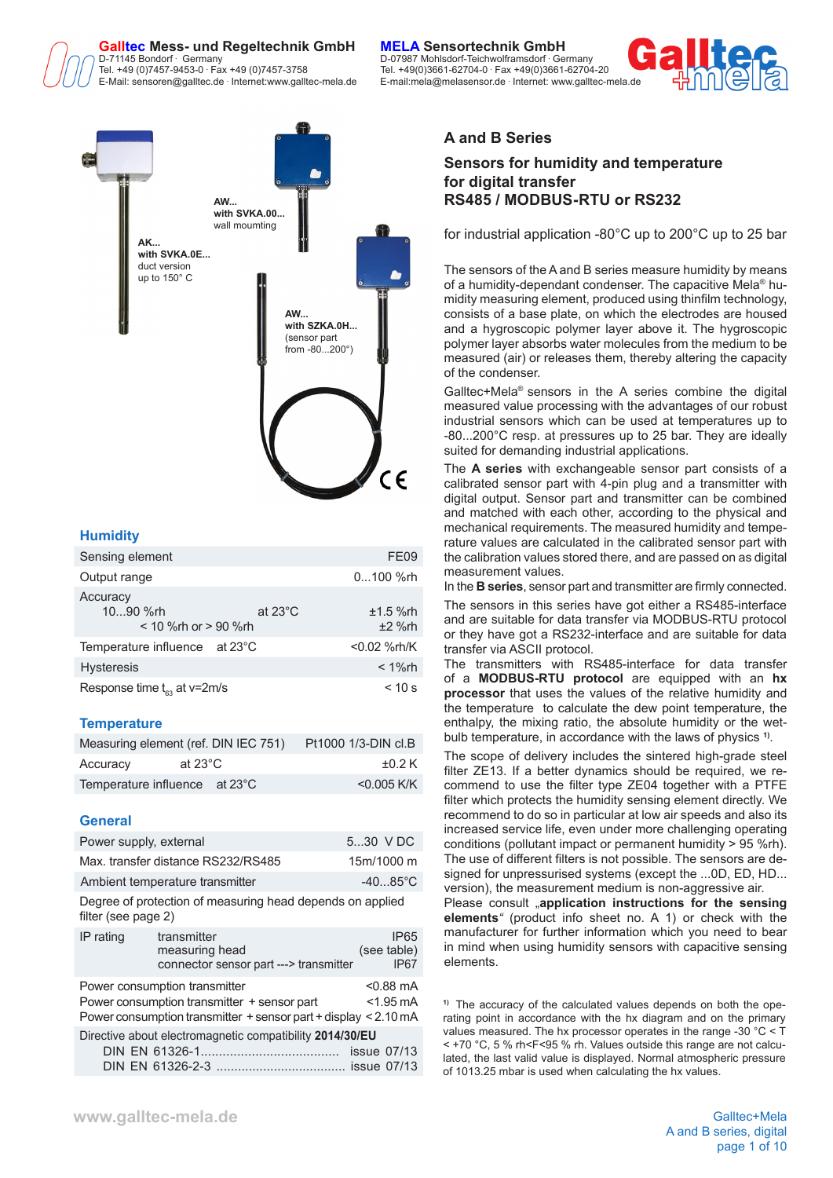**Galltec** Mess- und Regeltechnik GmbH
D-71145 Bondorf · Germany
Tel. +49 (0)7457-9453-0 · Fax +49 (0)7457-3758
E-Mail: sensoren@galltec.de · Internet:www.galltec-mela.de

**MELA** Sensortechnik GmbH
D-07987 Mohlsdorf-Teichwolframsdorf · Germany
Tel. +49(0)3661-62704-0 · Fax +49(0)3661-62704-20
E-mail:mela@melasensor.de · Internet: www.galltec-mela.de

AK...
with SVKA.0E...
duct version
up to 150° C

AW...
with SVKA.00...
wall moumting

AW...
with SZKA.0H...
(sensor part
from -80...200°)

# A and B Series

## Sensors for humidity and temperature for digital transfer RS485 / MODBUS-RTU or RS232

for industrial application -80°C up to 200°C up to 25 bar

The sensors of the A and B series measure humidity by means of a humidity-dependant condenser. The capacitive Mela® humidity measuring element, produced using thinfilm technology, consists of a base plate, on which the electrodes are housed and a hygroscopic polymer layer above it. The hygroscopic polymer layer absorbs water molecules from the medium to be measured (air) or releases them, thereby altering the capacity of the condenser.

Galltec+Mela® sensors in the A series combine the digital measured value processing with the advantages of our robust industrial sensors which can be used at temperatures up to -80...200°C resp. at pressures up to 25 bar. They are ideally suited for demanding industrial applications.

The **A series** with exchangeable sensor part consists of a calibrated sensor part with 4-pin plug and a transmitter with digital output. Sensor part and transmitter can be combined and matched with each other, according to the physical and mechanical requirements. The measured humidity and temperature values are calculated in the calibrated sensor part with the calibration values stored there, and are passed on as digital measurement values.
In the **B series**, sensor part and transmitter are firmly connected.

The sensors in this series have got either a RS485-interface and are suitable for data transfer via MODBUS-RTU protocol or they have got a RS232-interface and are suitable for data transfer via ASCII protocol.
The transmitters with RS485-interface for data transfer of a **MODBUS-RTU protocol** are equipped with an **hx processor** that uses the values of the relative humidity and the temperature to calculate the dew point temperature, the enthalpy, the mixing ratio, the absolute humidity or the wet-bulb temperature, in accordance with the laws of physics [1].

The scope of delivery includes the sintered high-grade steel filter ZE13. If a better dynamics should be required, we recommend to use the filter type ZE04 together with a PTFE filter which protects the humidity sensing element directly. We recommend to do so in particular at low air speeds and also its increased service life, even under more challenging operating conditions (pollutant impact or permanent humidity > 95 %rh). The use of different filters is not possible. The sensors are designed for unpressurised systems (except the ...0D, ED, HD... version), the measurement medium is non-aggressive air.
Please consult „**application instructions for the sensing elements**“ (product info sheet no. A 1) or check with the manufacturer for further information which you need to bear in mind when using humidity sensors with capacitive sensing elements.

[1] The accuracy of the calculated values depends on both the operating point in accordance with the hx diagram and on the primary values measured. The hx processor operates in the range -30 °C < T < +70 °C, 5 % rh<F<95 % rh. Values outside this range are not calculated, the last valid value is displayed. Normal atmospheric pressure of 1013.25 mbar is used when calculating the hx values.

### Humidity

| | | |
|---|---|---|
| Sensing element | | FE09 |
| Output range | | 0...100 %rh |
| Accuracy<br>10...90 %rh<br>< 10 %rh or > 90 %rh | at 23°C | ±1.5 %rh<br>±2 %rh |
| Temperature influence | at 23°C | <0.02 %rh/K |
| Hysteresis | | < 1%rh |
| Response time $t_{63}$ at v=2m/s | | < 10 s |

### Temperature

| | | |
|---|---|---|
| Measuring element (ref. DIN IEC 751) | | Pt1000 1/3-DIN cl.B |
| Accuracy | at 23°C | ±0.2 K |
| Temperature influence | at 23°C | <0.005 K/K |

### General

| | | |
|---|---|---|
| Power supply, external | | 5...30 V DC |
| Max. transfer distance RS232/RS485 | | 15m/1000 m |
| Ambient temperature transmitter | | -40...85°C |
| Degree of protection of measuring head depends on applied filter (see page 2) | | |
| IP rating | transmitter<br>measuring head<br>connector sensor part ---> transmitter | IP65<br>(see table)<br>IP67 |
| Power consumption transmitter<br>Power consumption transmitter + sensor part<br>Power consumption transmitter + sensor part + display | | <0.88 mA<br><1.95 mA<br><2.10 mA |
| Directive about electromagnetic compatibility **2014/30/EU**<br>DIN EN 61326-1..................................... issue 07/13<br>DIN EN 61326-2-3 .................................... issue 07/13 | | |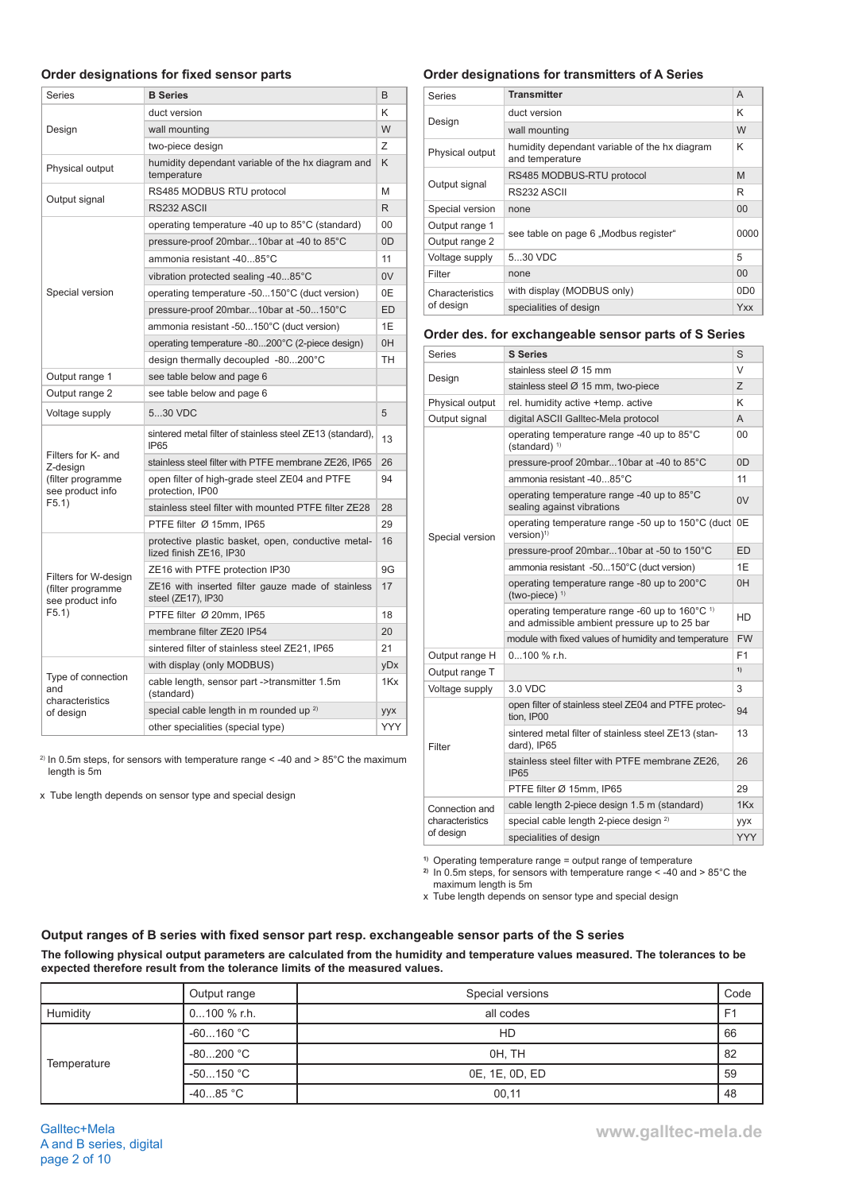## Order designations for fixed sensor parts

| Series | **B Series** | B |
|---|---|---|
| Design | duct version | K |
| | wall mounting | W |
| | two-piece design | Z |
| Physical output | humidity dependant variable of the hx diagram and temperature | K |
| Output signal | RS485 MODBUS RTU protocol | M |
| | RS232 ASCII | R |
| Special version | operating temperature -40 up to 85°C (standard) | 00 |
| | pressure-proof 20mbar...10bar at -40 to 85°C | 0D |
| | ammonia resistant -40...85°C | 11 |
| | vibration protected sealing -40...85°C | 0V |
| | operating temperature -50...150°C (duct version) | 0E |
| | pressure-proof 20mbar...10bar at -50...150°C | ED |
| | ammonia resistant -50...150°C (duct version) | 1E |
| | operating temperature -80...200°C (2-piece design) | 0H |
| | design thermally decoupled -80...200°C | TH |
| Output range 1 | see table below and page 6 | |
| Output range 2 | see table below and page 6 | |
| Voltage supply | 5...30 VDC | 5 |
| Filters for K- and Z-design (filter programme see product info F5.1) | sintered metal filter of stainless steel ZE13 (standard), IP65 | 13 |
| | stainless steel filter with PTFE membrane ZE26, IP65 | 26 |
| | open filter of high-grade steel ZE04 and PTFE protection, IP00 | 94 |
| | stainless steel filter with mounted PTFE filter ZE28 | 28 |
| | PTFE filter Ø 15mm, IP65 | 29 |
| Filters for W-design (filter programme see product info F5.1) | protective plastic basket, open, conductive metal-lized finish ZE16, IP30 | 16 |
| | ZE16 with PTFE protection IP30 | 9G |
| | ZE16 with inserted filter gauze made of stainless steel (ZE17), IP30 | 17 |
| | PTFE filter Ø 20mm, IP65 | 18 |
| | membrane filter ZE20 IP54 | 20 |
| | sintered filter of stainless steel ZE21, IP65 | 21 |
| Type of connection and characteristics of design | with display (only MODBUS) | yDx |
| | cable length, sensor part ->transmitter 1.5m (standard) | 1Kx |
| | special cable length in m rounded up [2] | yyx |
| | other specialities (special type) | YYY |

[2] In 0.5m steps, for sensors with temperature range < -40 and > 85°C the maximum length is 5m

x Tube length depends on sensor type and special design

## Order designations for transmitters of A Series

| Series | **Transmitter** | A |
|---|---|---|
| Design | duct version | K |
| | wall mounting | W |
| Physical output | humidity dependant variable of the hx diagram and temperature | K |
| Output signal | RS485 MODBUS-RTU protocol | M |
| | RS232 ASCII | R |
| Special version | none | 00 |
| Output range 1 | see table on page 6 „Modbus register" | 0000 |
| Output range 2 | | |
| Voltage supply | 5...30 VDC | 5 |
| Filter | none | 00 |
| Characteristics of design | with display (MODBUS only) | 0D0 |
| | specialities of design | Yxx |

## Order des. for exchangeable sensor parts of S Series

| Series | **S Series** | S |
|---|---|---|
| Design | stainless steel Ø 15 mm | V |
| | stainless steel Ø 15 mm, two-piece | Z |
| Physical output | rel. humidity active +temp. active | K |
| Output signal | digital ASCII Galltec-Mela protocol | A |
| Special version | operating temperature range -40 up to 85°C (standard) [1] | 00 |
| | pressure-proof 20mbar...10bar at -40 to 85°C | 0D |
| | ammonia resistant -40...85°C | 11 |
| | operating temperature range -40 up to 85°C sealing against vibrations | 0V |
| | operating temperature range -50 up to 150°C (duct version)[1] | 0E |
| | pressure-proof 20mbar...10bar at -50 to 150°C | ED |
| | ammonia resistant -50...150°C (duct version) | 1E |
| | operating temperature range -80 up to 200°C (two-piece) [1] | 0H |
| | operating temperature range -60 up to 160°C [1] and admissible ambient pressure up to 25 bar | HD |
| | module with fixed values of humidity and temperature | FW |
| Output range H | 0...100 % r.h. | F1 |
| Output range T | | [1] |
| Voltage supply | 3.0 VDC | 3 |
| Filter | open filter of stainless steel ZE04 and PTFE protection, IP00 | 94 |
| | sintered metal filter of stainless steel ZE13 (standard), IP65 | 13 |
| | stainless steel filter with PTFE membrane ZE26, IP65 | 26 |
| | PTFE filter Ø 15mm, IP65 | 29 |
| Connection and characteristics of design | cable length 2-piece design 1.5 m (standard) | 1Kx |
| | special cable length 2-piece design [2] | yyx |
| | specialities of design | YYY |

[1] Operating temperature range = output range of temperature
[2] In 0.5m steps, for sensors with temperature range < -40 and > 85°C the maximum length is 5m
x Tube length depends on sensor type and special design

## Output ranges of B series with fixed sensor part resp. exchangeable sensor parts of the S series

**The following physical output parameters are calculated from the humidity and temperature values measured. The tolerances to be expected therefore result from the tolerance limits of the measured values.**

| | Output range | Special versions | Code |
|---|---|---|---|
| Humidity | 0...100 % r.h. | all codes | F1 |
| Temperature | -60...160 °C | HD | 66 |
| | -80...200 °C | 0H, TH | 82 |
| | -50...150 °C | 0E, 1E, 0D, ED | 59 |
| | -40...85 °C | 00,11 | 48 |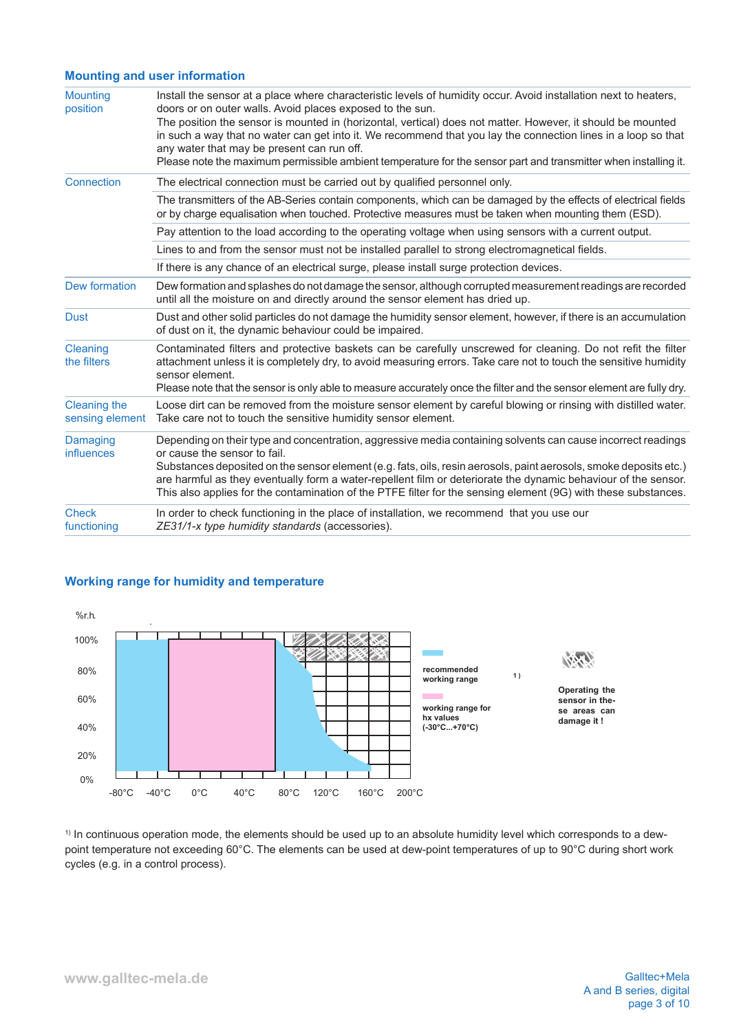## Mounting and user information

| | |
|---|---|
| Mounting position | Install the sensor at a place where characteristic levels of humidity occur. Avoid installation next to heaters, doors or on outer walls. Avoid places exposed to the sun.<br>The position the sensor is mounted in (horizontal, vertical) does not matter. However, it should be mounted in such a way that no water can get into it. We recommend that you lay the connection lines in a loop so that any water that may be present can run off.<br>Please note the maximum permissible ambient temperature for the sensor part and transmitter when installing it. |
| Connection | The electrical connection must be carried out by qualified personnel only. |
| | The transmitters of the AB-Series contain components, which can be damaged by the effects of electrical fields or by charge equalisation when touched. Protective measures must be taken when mounting them (ESD). |
| | Pay attention to the load according to the operating voltage when using sensors with a current output. |
| | Lines to and from the sensor must not be installed parallel to strong electromagnetical fields. |
| | If there is any chance of an electrical surge, please install surge protection devices. |
| Dew formation | Dew formation and splashes do not damage the sensor, although corrupted measurement readings are recorded until all the moisture on and directly around the sensor element has dried up. |
| Dust | Dust and other solid particles do not damage the humidity sensor element, however, if there is an accumulation of dust on it, the dynamic behaviour could be impaired. |
| Cleaning the filters | Contaminated filters and protective baskets can be carefully unscrewed for cleaning. Do not refit the filter attachment unless it is completely dry, to avoid measuring errors. Take care not to touch the sensitive humidity sensor element.<br>Please note that the sensor is only able to measure accurately once the filter and the sensor element are fully dry. |
| Cleaning the sensing element | Loose dirt can be removed from the moisture sensor element by careful blowing or rinsing with distilled water. Take care not to touch the sensitive humidity sensor element. |
| Damaging influences | Depending on their type and concentration, aggressive media containing solvents can cause incorrect readings or cause the sensor to fail.<br>Substances deposited on the sensor element (e.g. fats, oils, resin aerosols, paint aerosols, smoke deposits etc.) are harmful as they eventually form a water-repellent film or deteriorate the dynamic behaviour of the sensor. This also applies for the contamination of the PTFE filter for the sensing element (9G) with these substances. |
| Check functioning | In order to check functioning in the place of installation, we recommend that you use our *ZE31/1-x type humidity standards* (accessories). |

## Working range for humidity and temperature

%r.h.: 100%, 80%, 60%, 40%, 20%, 0%

Temperature: -80°C, -40°C, 0°C, 40°C, 80°C, 120°C, 160°C, 200°C

**recommended working range** [1]

**working range for hx values (-30°C...+70°C)**

**Operating the sensor in these areas can damage it !**

[1] In continuous operation mode, the elements should be used up to an absolute humidity level which corresponds to a dew-point temperature not exceeding 60°C. The elements can be used at dew-point temperatures of up to 90°C during short work cycles (e.g. in a control process).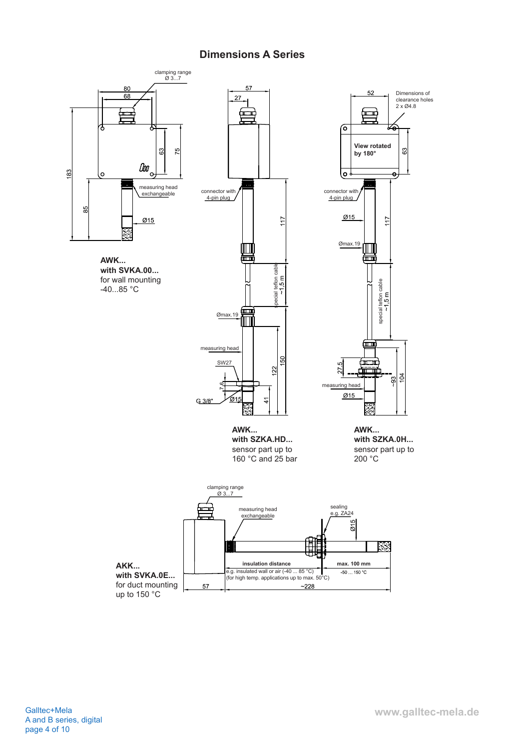## Dimensions A Series

**AWK...**
**with SVKA.00...**
for wall mounting
-40...85 °C

**AWK...**
**with SZKA.HD...**
sensor part up to
160 °C and 25 bar

**AWK...**
**with SZKA.0H...**
sensor part up to
200 °C

**AKK...**
**with SVKA.0E...**
for duct mounting
up to 150 °C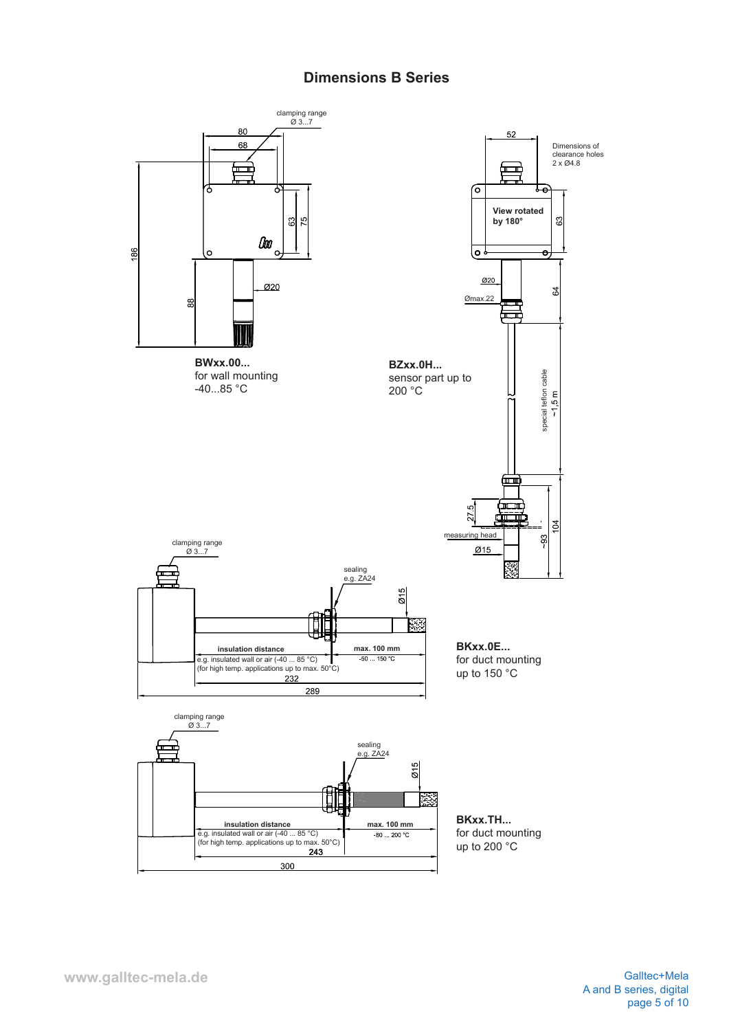## Dimensions B Series

clamping range
Ø 3...7

80

68

63

75

186

88

Ø20

**BWxx.00...**
for wall mounting
-40...85 °C

52

Dimensions of clearance holes
2 x Ø4.8

**View rotated by 180°**

63

Ø20

Ømax.22

64

special teflon cable
~1,5 m

27.5

measuring head

Ø15

~93

104

**BZxx.0H...**
sensor part up to
200 °C

clamping range
Ø 3...7

sealing
e.g. ZA24

Ø15

**insulation distance**
e.g. insulated wall or air (-40 ... 85 °C)
(for high temp. applications up to max. 50°C)

**max. 100 mm**
-50 ... 150 °C

232

289

**BKxx.0E...**
for duct mounting
up to 150 °C

clamping range
Ø 3...7

sealing
e.g. ZA24

Ø15

**insulation distance**
e.g. insulated wall or air (-40 ... 85 °C)
(for high temp. applications up to max. 50°C)

**max. 100 mm**
-80 ... 200 °C

243

300

**BKxx.TH...**
for duct mounting
up to 200 °C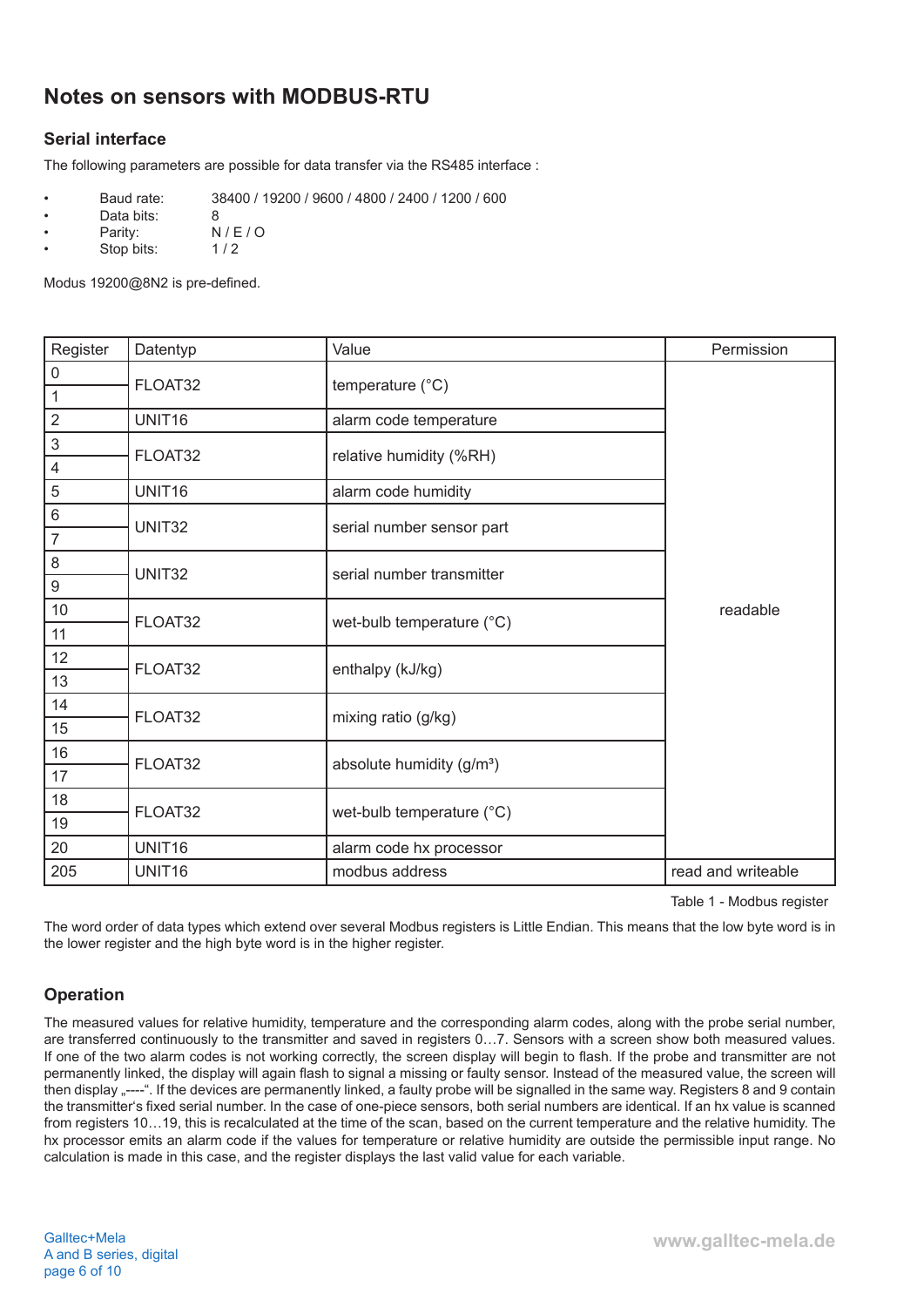# Notes on sensors with MODBUS-RTU

## Serial interface

The following parameters are possible for data transfer via the RS485 interface :

- Baud rate: 38400 / 19200 / 9600 / 4800 / 2400 / 1200 / 600
- Data bits: 8
- Parity: N / E / O
- Stop bits: 1 / 2

Modus 19200@8N2 is pre-defined.

| Register | Datentyp | Value | Permission |
|---|---|---|---|
| 0 | FLOAT32 | temperature (°C) | readable |
| 1 | | | |
| 2 | UNIT16 | alarm code temperature | |
| 3 | FLOAT32 | relative humidity (%RH) | |
| 4 | | | |
| 5 | UNIT16 | alarm code humidity | |
| 6 | UNIT32 | serial number sensor part | |
| 7 | | | |
| 8 | UNIT32 | serial number transmitter | |
| 9 | | | |
| 10 | FLOAT32 | wet-bulb temperature (°C) | |
| 11 | | | |
| 12 | FLOAT32 | enthalpy (kJ/kg) | |
| 13 | | | |
| 14 | FLOAT32 | mixing ratio (g/kg) | |
| 15 | | | |
| 16 | FLOAT32 | absolute humidity (g/m³) | |
| 17 | | | |
| 18 | FLOAT32 | wet-bulb temperature (°C) | |
| 19 | | | |
| 20 | UNIT16 | alarm code hx processor | |
| 205 | UNIT16 | modbus address | read and writeable |

Table 1 - Modbus register

The word order of data types which extend over several Modbus registers is Little Endian. This means that the low byte word is in the lower register and the high byte word is in the higher register.

## Operation

The measured values for relative humidity, temperature and the corresponding alarm codes, along with the probe serial number, are transferred continuously to the transmitter and saved in registers 0…7. Sensors with a screen show both measured values. If one of the two alarm codes is not working correctly, the screen display will begin to flash. If the probe and transmitter are not permanently linked, the display will again flash to signal a missing or faulty sensor. Instead of the measured value, the screen will then display „----“. If the devices are permanently linked, a faulty probe will be signalled in the same way. Registers 8 and 9 contain the transmitter's fixed serial number. In the case of one-piece sensors, both serial numbers are identical. If an hx value is scanned from registers 10…19, this is recalculated at the time of the scan, based on the current temperature and the relative humidity. The hx processor emits an alarm code if the values for temperature or relative humidity are outside the permissible input range. No calculation is made in this case, and the register displays the last valid value for each variable.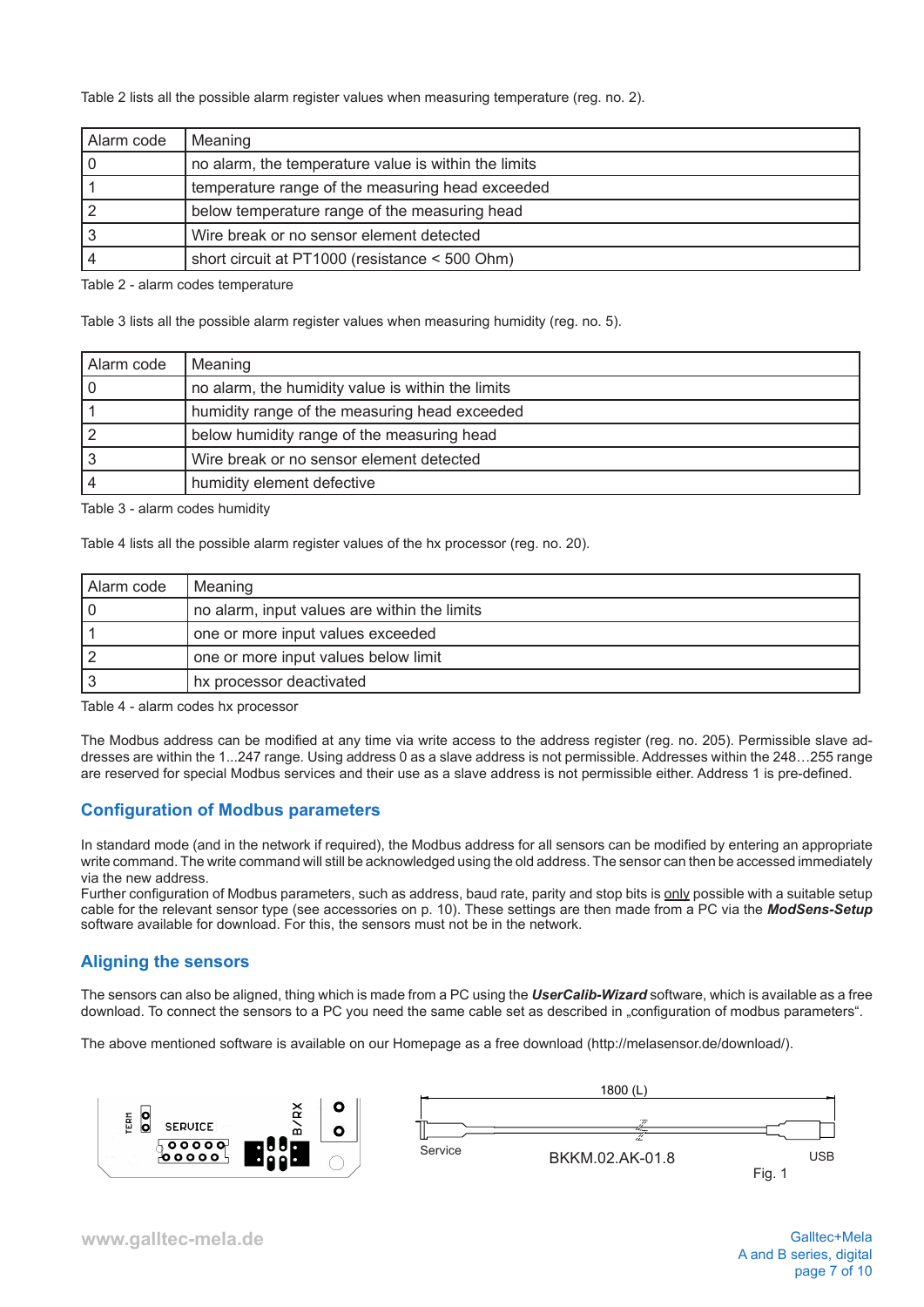Table 2 lists all the possible alarm register values when measuring temperature (reg. no. 2).

| Alarm code | Meaning |
|---|---|
| 0 | no alarm, the temperature value is within the limits |
| 1 | temperature range of the measuring head exceeded |
| 2 | below temperature range of the measuring head |
| 3 | Wire break or no sensor element detected |
| 4 | short circuit at PT1000 (resistance < 500 Ohm) |

Table 2 - alarm codes temperature

Table 3 lists all the possible alarm register values when measuring humidity (reg. no. 5).

| Alarm code | Meaning |
|---|---|
| 0 | no alarm, the humidity value is within the limits |
| 1 | humidity range of the measuring head exceeded |
| 2 | below humidity range of the measuring head |
| 3 | Wire break or no sensor element detected |
| 4 | humidity element defective |

Table 3 - alarm codes humidity

Table 4 lists all the possible alarm register values of the hx processor (reg. no. 20).

| Alarm code | Meaning |
|---|---|
| 0 | no alarm, input values are within the limits |
| 1 | one or more input values exceeded |
| 2 | one or more input values below limit |
| 3 | hx processor deactivated |

Table 4 - alarm codes hx processor

The Modbus address can be modified at any time via write access to the address register (reg. no. 205). Permissible slave addresses are within the 1...247 range. Using address 0 as a slave address is not permissible. Addresses within the 248…255 range are reserved for special Modbus services and their use as a slave address is not permissible either. Address 1 is pre-defined.

## Configuration of Modbus parameters

In standard mode (and in the network if required), the Modbus address for all sensors can be modified by entering an appropriate write command. The write command will still be acknowledged using the old address. The sensor can then be accessed immediately via the new address.
Further configuration of Modbus parameters, such as address, baud rate, parity and stop bits is only possible with a suitable setup cable for the relevant sensor type (see accessories on p. 10). These settings are then made from a PC via the ***ModSens-Setup*** software available for download. For this, the sensors must not be in the network.

## Aligning the sensors

The sensors can also be aligned, thing which is made from a PC using the ***UserCalib-Wizard*** software, which is available as a free download. To connect the sensors to a PC you need the same cable set as described in „configuration of modbus parameters".

The above mentioned software is available on our Homepage as a free download (http://melasensor.de/download/).

TERM SERVICE B/RX

1800 (L)

Service BKKM.02.AK-01.8 USB

Fig. 1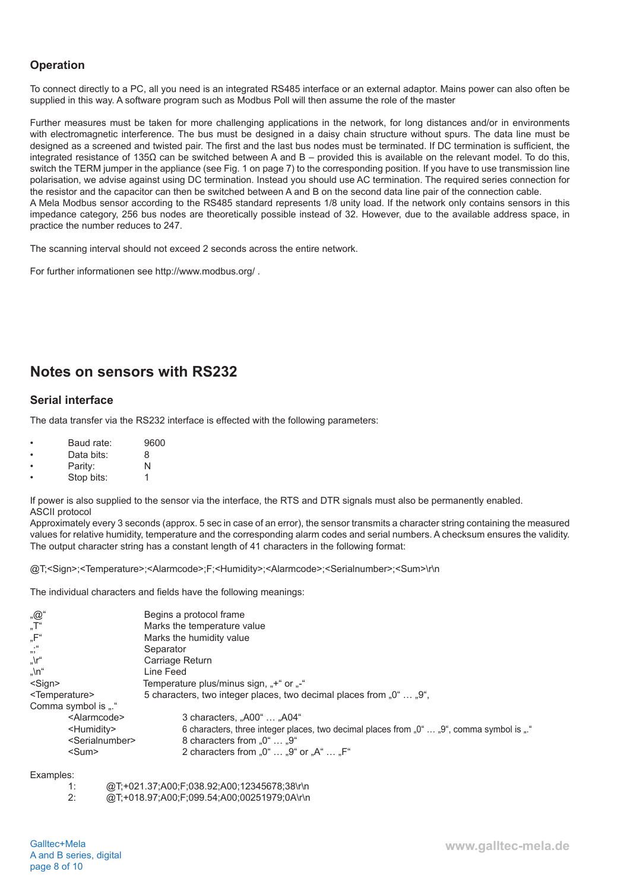### Operation

To connect directly to a PC, all you need is an integrated RS485 interface or an external adaptor. Mains power can also often be supplied in this way. A software program such as Modbus Poll will then assume the role of the master

Further measures must be taken for more challenging applications in the network, for long distances and/or in environments with electromagnetic interference. The bus must be designed in a daisy chain structure without spurs. The data line must be designed as a screened and twisted pair. The first and the last bus nodes must be terminated. If DC termination is sufficient, the integrated resistance of 135Ω can be switched between A and B – provided this is available on the relevant model. To do this, switch the TERM jumper in the appliance (see Fig. 1 on page 7) to the corresponding position. If you have to use transmission line polarisation, we advise against using DC termination. Instead you should use AC termination. The required series connection for the resistor and the capacitor can then be switched between A and B on the second data line pair of the connection cable.
A Mela Modbus sensor according to the RS485 standard represents 1/8 unity load. If the network only contains sensors in this impedance category, 256 bus nodes are theoretically possible instead of 32. However, due to the available address space, in practice the number reduces to 247.

The scanning interval should not exceed 2 seconds across the entire network.

For further informationen see http://www.modbus.org/ .

## Notes on sensors with RS232

### Serial interface

The data transfer via the RS232 interface is effected with the following parameters:

- Baud rate: 9600
- Data bits: 8
- Parity: N
- Stop bits: 1

If power is also supplied to the sensor via the interface, the RTS and DTR signals must also be permanently enabled.
ASCII protocol
Approximately every 3 seconds (approx. 5 sec in case of an error), the sensor transmits a character string containing the measured values for relative humidity, temperature and the corresponding alarm codes and serial numbers. A checksum ensures the validity. The output character string has a constant length of 41 characters in the following format:

@T;<Sign>;<Temperature>;<Alarmcode>;F;<Humidity>;<Alarmcode>;<Serialnumber>;<Sum>\r\n

The individual characters and fields have the following meanings:

| | |
|---|---|
| „@“ | Begins a protocol frame |
| „T“ | Marks the temperature value |
| „F“ | Marks the humidity value |
| „;“ | Separator |
| „\r“ | Carriage Return |
| „\n“ | Line Feed |
| <Sign> | Temperature plus/minus sign, „+“ or „-“ |
| <Temperature> | 5 characters, two integer places, two decimal places from „0“ … „9“, Comma symbol is „.“ |
| <Alarmcode> | 3 characters, „A00“ … „A04“ |
| <Humidity> | 6 characters, three integer places, two decimal places from „0“ … „9“, comma symbol is „.“ |
| <Serialnumber> | 8 characters from „0“ … „9“ |
| <Sum> | 2 characters from „0“ … „9“ or „A“ … „F“ |

Examples:

1: @T;+021.37;A00;F;038.92;A00;12345678;38\r\n
2: @T;+018.97;A00;F;099.54;A00;00251979;0A\r\n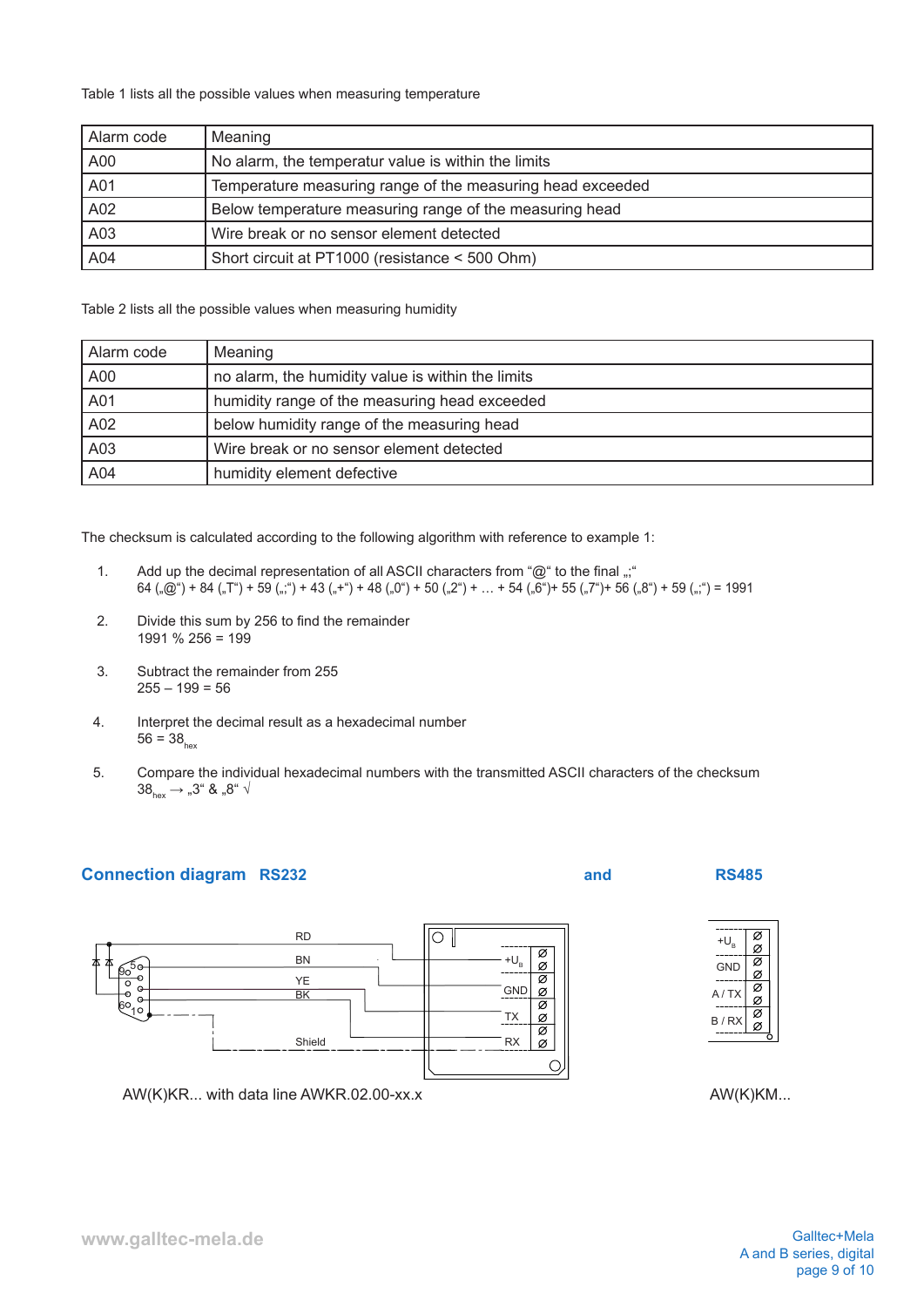Table 1 lists all the possible values when measuring temperature

| Alarm code | Meaning |
|---|---|
| A00 | No alarm, the temperatur value is within the limits |
| A01 | Temperature measuring range of the measuring head exceeded |
| A02 | Below temperature measuring range of the measuring head |
| A03 | Wire break or no sensor element detected |
| A04 | Short circuit at PT1000 (resistance < 500 Ohm) |

Table 2 lists all the possible values when measuring humidity

| Alarm code | Meaning |
|---|---|
| A00 | no alarm, the humidity value is within the limits |
| A01 | humidity range of the measuring head exceeded |
| A02 | below humidity range of the measuring head |
| A03 | Wire break or no sensor element detected |
| A04 | humidity element defective |

The checksum is calculated according to the following algorithm with reference to example 1:

1. Add up the decimal representation of all ASCII characters from "@" to the final „;"
   64 („@") + 84 („T") + 59 („;") + 43 („+") + 48 („0") + 50 („2") + … + 54 („6")+ 55 („7")+ 56 („8") + 59 („;") = 1991

2. Divide this sum by 256 to find the remainder
   1991 % 256 = 199

3. Subtract the remainder from 255
   255 – 199 = 56

4. Interpret the decimal result as a hexadecimal number
   $56 = 38_{hex}$

5. Compare the individual hexadecimal numbers with the transmitted ASCII characters of the checksum
   $38_{hex}$ → „3" & „8" √

## Connection diagram RS232 and RS485

RD, BN, YE, BK, Shield — $+U_B$, GND, TX, RX

AW(K)KR... with data line AWKR.02.00-xx.x

$+U_B$, GND, A / TX, B / RX

AW(K)KM...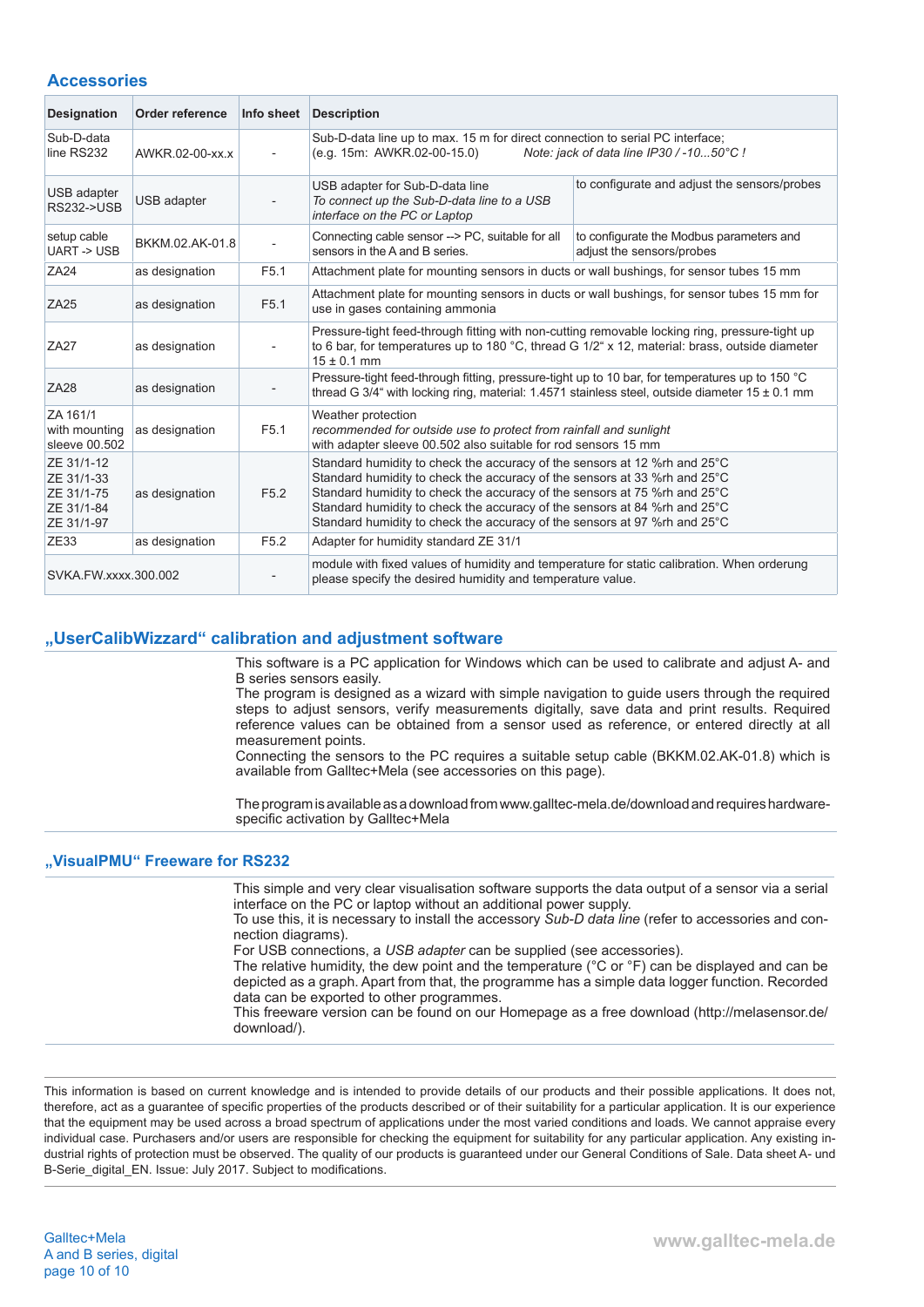## Accessories

| Designation | Order reference | Info sheet | Description | |
|---|---|---|---|---|
| Sub-D-data line RS232 | AWKR.02-00-xx.x | - | Sub-D-data line up to max. 15 m for direct connection to serial PC interface; (e.g. 15m: AWKR.02-00-15.0) *Note: jack of data line IP30 / -10...50°C !* | |
| USB adapter RS232->USB | USB adapter | - | USB adapter for Sub-D-data line *To connect up the Sub-D-data line to a USB interface on the PC or Laptop* | to configurate and adjust the sensors/probes |
| setup cable UART -> USB | BKKM.02.AK-01.8 | - | Connecting cable sensor --> PC, suitable for all sensors in the A and B series. | to configurate the Modbus parameters and adjust the sensors/probes |
| ZA24 | as designation | F5.1 | Attachment plate for mounting sensors in ducts or wall bushings, for sensor tubes 15 mm | |
| ZA25 | as designation | F5.1 | Attachment plate for mounting sensors in ducts or wall bushings, for sensor tubes 15 mm for use in gases containing ammonia | |
| ZA27 | as designation | - | Pressure-tight feed-through fitting with non-cutting removable locking ring, pressure-tight up to 6 bar, for temperatures up to 180 °C, thread G 1/2" x 12, material: brass, outside diameter 15 ± 0.1 mm | |
| ZA28 | as designation | - | Pressure-tight feed-through fitting, pressure-tight up to 10 bar, for temperatures up to 150 °C thread G 3/4" with locking ring, material: 1.4571 stainless steel, outside diameter 15 ± 0.1 mm | |
| ZA 161/1 with mounting sleeve 00.502 | as designation | F5.1 | Weather protection *recommended for outside use to protect from rainfall and sunlight* with adapter sleeve 00.502 also suitable for rod sensors 15 mm | |
| ZE 31/1-12 ZE 31/1-33 ZE 31/1-75 ZE 31/1-84 ZE 31/1-97 | as designation | F5.2 | Standard humidity to check the accuracy of the sensors at 12 %rh and 25°C Standard humidity to check the accuracy of the sensors at 33 %rh and 25°C Standard humidity to check the accuracy of the sensors at 75 %rh and 25°C Standard humidity to check the accuracy of the sensors at 84 %rh and 25°C Standard humidity to check the accuracy of the sensors at 97 %rh and 25°C | |
| ZE33 | as designation | F5.2 | Adapter for humidity standard ZE 31/1 | |
| SVKA.FW.xxxx.300.002 | | - | module with fixed values of humidity and temperature for static calibration. When orderung please specify the desired humidity and temperature value. | |

## „UserCalibWizzard" calibration and adjustment software

This software is a PC application for Windows which can be used to calibrate and adjust A- and B series sensors easily.
The program is designed as a wizard with simple navigation to guide users through the required steps to adjust sensors, verify measurements digitally, save data and print results. Required reference values can be obtained from a sensor used as reference, or entered directly at all measurement points.
Connecting the sensors to the PC requires a suitable setup cable (BKKM.02.AK-01.8) which is available from Galltec+Mela (see accessories on this page).

The program is available as a download from www.galltec-mela.de/download and requires hardware-specific activation by Galltec+Mela

## „VisualPMU" Freeware for RS232

This simple and very clear visualisation software supports the data output of a sensor via a serial interface on the PC or laptop without an additional power supply.
To use this, it is necessary to install the accessory *Sub-D data line* (refer to accessories and connection diagrams).
For USB connections, a *USB adapter* can be supplied (see accessories).
The relative humidity, the dew point and the temperature (°C or °F) can be displayed and can be depicted as a graph. Apart from that, the programme has a simple data logger function. Recorded data can be exported to other programmes.
This freeware version can be found on our Homepage as a free download (http://melasensor.de/download/).

This information is based on current knowledge and is intended to provide details of our products and their possible applications. It does not, therefore, act as a guarantee of specific properties of the products described or of their suitability for a particular application. It is our experience that the equipment may be used across a broad spectrum of applications under the most varied conditions and loads. We cannot appraise every individual case. Purchasers and/or users are responsible for checking the equipment for suitability for any particular application. Any existing industrial rights of protection must be observed. The quality of our products is guaranteed under our General Conditions of Sale. Data sheet A- und B-Serie_digital_EN. Issue: July 2017. Subject to modifications.